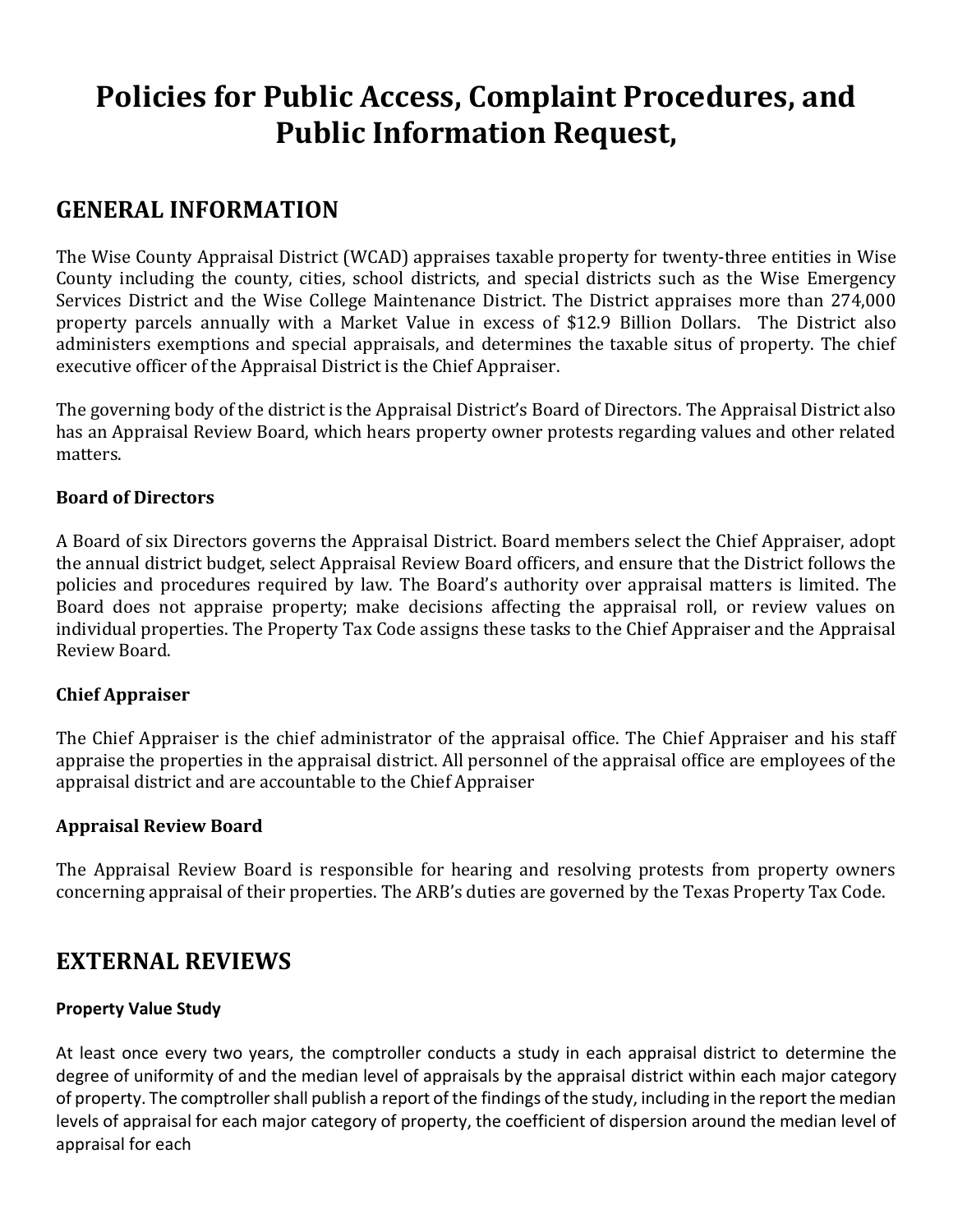# Policies for Public Access, Complaint Procedures, and Public Information Request,

## GENERAL INFORMATION

The Wise County Appraisal District (WCAD) appraises taxable property for twenty-three entities in Wise County including the county, cities, school districts, and special districts such as the Wise Emergency Services District and the Wise College Maintenance District. The District appraises more than 274,000 property parcels annually with a Market Value in excess of $12.9 Billion Dollars. The District also administers exemptions and special appraisals, and determines the taxable situs of property. The chief executive officer of the Appraisal District is the Chief Appraiser.

The governing body of the district is the Appraisal District's Board of Directors. The Appraisal District also has an Appraisal Review Board, which hears property owner protests regarding values and other related matters.

### Board of Directors

A Board of six Directors governs the Appraisal District. Board members select the Chief Appraiser, adopt the annual district budget, select Appraisal Review Board officers, and ensure that the District follows the policies and procedures required by law. The Board's authority over appraisal matters is limited. The Board does not appraise property; make decisions affecting the appraisal roll, or review values on individual properties. The Property Tax Code assigns these tasks to the Chief Appraiser and the Appraisal Review Board.

### Chief Appraiser

The Chief Appraiser is the chief administrator of the appraisal office. The Chief Appraiser and his staff appraise the properties in the appraisal district. All personnel of the appraisal office are employees of the appraisal district and are accountable to the Chief Appraiser

### Appraisal Review Board

The Appraisal Review Board is responsible for hearing and resolving protests from property owners concerning appraisal of their properties. The ARB's duties are governed by the Texas Property Tax Code.

## EXTERNAL REVIEWS

### Property Value Study

At least once every two years, the comptroller conducts a study in each appraisal district to determine the degree of uniformity of and the median level of appraisals by the appraisal district within each major category of property. The comptroller shall publish a report of the findings of the study, including in the report the median levels of appraisal for each major category of property, the coefficient of dispersion around the median level of appraisal for each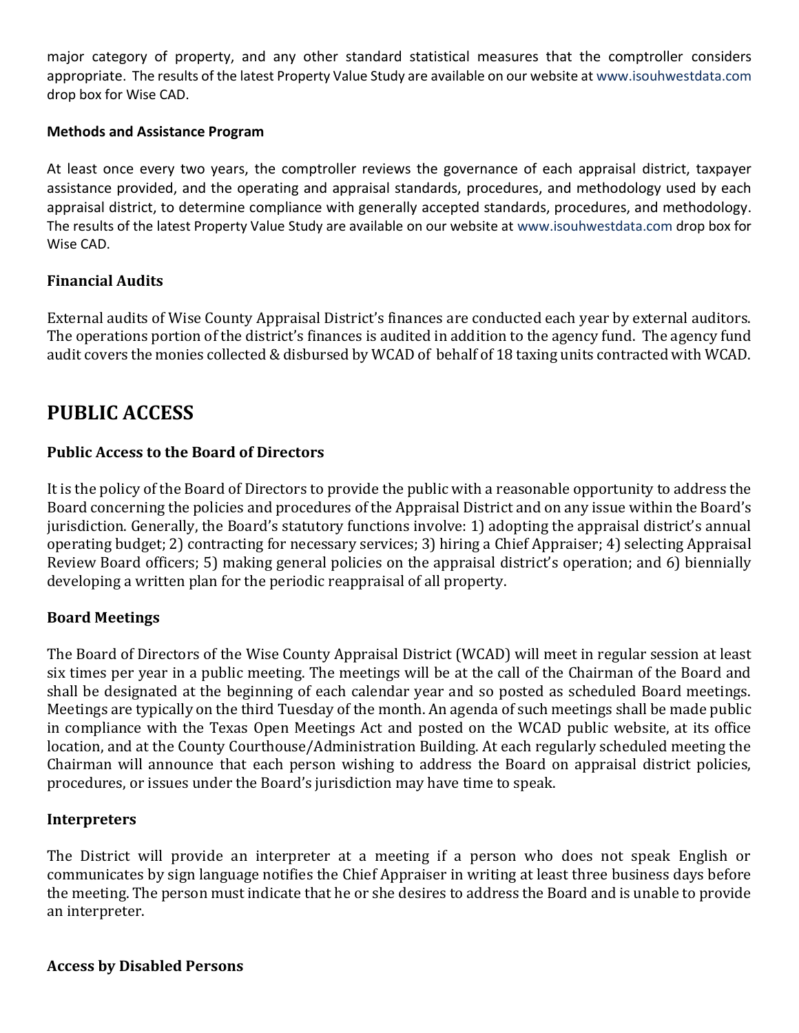major category of property, and any other standard statistical measures that the comptroller considers appropriate. The results of the latest Property Value Study are available on our website at www.isouhwestdata.com drop box for Wise CAD.

**Methods and Assistance Program**

At least once every two years, the comptroller reviews the governance of each appraisal district, taxpayer assistance provided, and the operating and appraisal standards, procedures, and methodology used by each appraisal district, to determine compliance with generally accepted standards, procedures, and methodology. The results of the latest Property Value Study are available on our website at www.isouhwestdata.com drop box for Wise CAD.

### Financial Audits

External audits of Wise County Appraisal District's finances are conducted each year by external auditors. The operations portion of the district's finances is audited in addition to the agency fund. The agency fund audit covers the monies collected & disbursed by WCAD of behalf of 18 taxing units contracted with WCAD.

## PUBLIC ACCESS

### Public Access to the Board of Directors

It is the policy of the Board of Directors to provide the public with a reasonable opportunity to address the Board concerning the policies and procedures of the Appraisal District and on any issue within the Board's jurisdiction. Generally, the Board's statutory functions involve: 1) adopting the appraisal district's annual operating budget; 2) contracting for necessary services; 3) hiring a Chief Appraiser; 4) selecting Appraisal Review Board officers; 5) making general policies on the appraisal district's operation; and 6) biennially developing a written plan for the periodic reappraisal of all property.

### Board Meetings

The Board of Directors of the Wise County Appraisal District (WCAD) will meet in regular session at least six times per year in a public meeting. The meetings will be at the call of the Chairman of the Board and shall be designated at the beginning of each calendar year and so posted as scheduled Board meetings. Meetings are typically on the third Tuesday of the month. An agenda of such meetings shall be made public in compliance with the Texas Open Meetings Act and posted on the WCAD public website, at its office location, and at the County Courthouse/Administration Building. At each regularly scheduled meeting the Chairman will announce that each person wishing to address the Board on appraisal district policies, procedures, or issues under the Board's jurisdiction may have time to speak.

### Interpreters

The District will provide an interpreter at a meeting if a person who does not speak English or communicates by sign language notifies the Chief Appraiser in writing at least three business days before the meeting. The person must indicate that he or she desires to address the Board and is unable to provide an interpreter.

### Access by Disabled Persons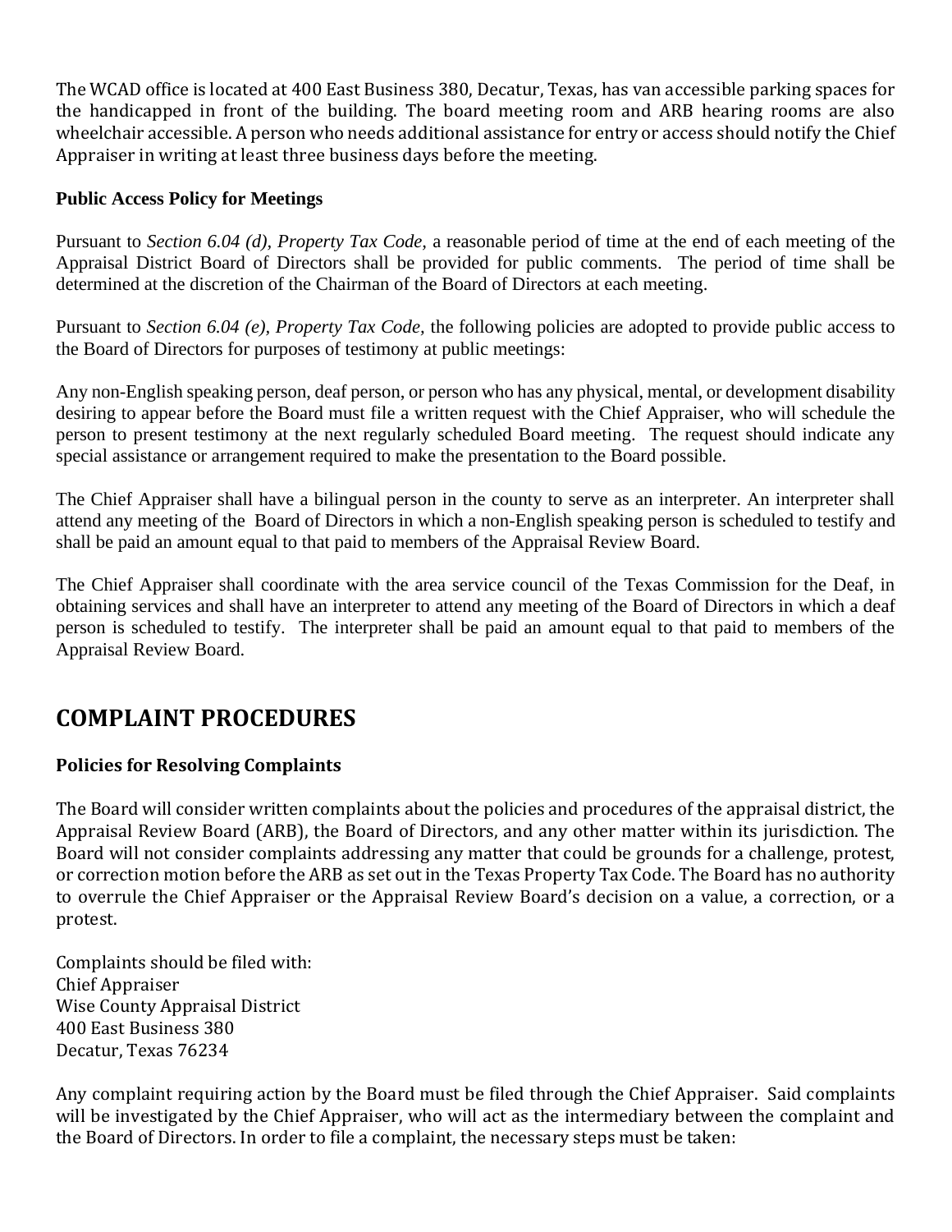The WCAD office is located at 400 East Business 380, Decatur, Texas, has van accessible parking spaces for the handicapped in front of the building. The board meeting room and ARB hearing rooms are also wheelchair accessible. A person who needs additional assistance for entry or access should notify the Chief Appraiser in writing at least three business days before the meeting.

**Public Access Policy for Meetings**

Pursuant to *Section 6.04 (d), Property Tax Code*, a reasonable period of time at the end of each meeting of the Appraisal District Board of Directors shall be provided for public comments. The period of time shall be determined at the discretion of the Chairman of the Board of Directors at each meeting.

Pursuant to *Section 6.04 (e), Property Tax Code*, the following policies are adopted to provide public access to the Board of Directors for purposes of testimony at public meetings:

Any non-English speaking person, deaf person, or person who has any physical, mental, or development disability desiring to appear before the Board must file a written request with the Chief Appraiser, who will schedule the person to present testimony at the next regularly scheduled Board meeting. The request should indicate any special assistance or arrangement required to make the presentation to the Board possible.

The Chief Appraiser shall have a bilingual person in the county to serve as an interpreter. An interpreter shall attend any meeting of the Board of Directors in which a non-English speaking person is scheduled to testify and shall be paid an amount equal to that paid to members of the Appraisal Review Board.

The Chief Appraiser shall coordinate with the area service council of the Texas Commission for the Deaf, in obtaining services and shall have an interpreter to attend any meeting of the Board of Directors in which a deaf person is scheduled to testify. The interpreter shall be paid an amount equal to that paid to members of the Appraisal Review Board.

## COMPLAINT PROCEDURES

### Policies for Resolving Complaints

The Board will consider written complaints about the policies and procedures of the appraisal district, the Appraisal Review Board (ARB), the Board of Directors, and any other matter within its jurisdiction. The Board will not consider complaints addressing any matter that could be grounds for a challenge, protest, or correction motion before the ARB as set out in the Texas Property Tax Code. The Board has no authority to overrule the Chief Appraiser or the Appraisal Review Board's decision on a value, a correction, or a protest.

Complaints should be filed with:
Chief Appraiser
Wise County Appraisal District
400 East Business 380
Decatur, Texas 76234

Any complaint requiring action by the Board must be filed through the Chief Appraiser. Said complaints will be investigated by the Chief Appraiser, who will act as the intermediary between the complaint and the Board of Directors. In order to file a complaint, the necessary steps must be taken: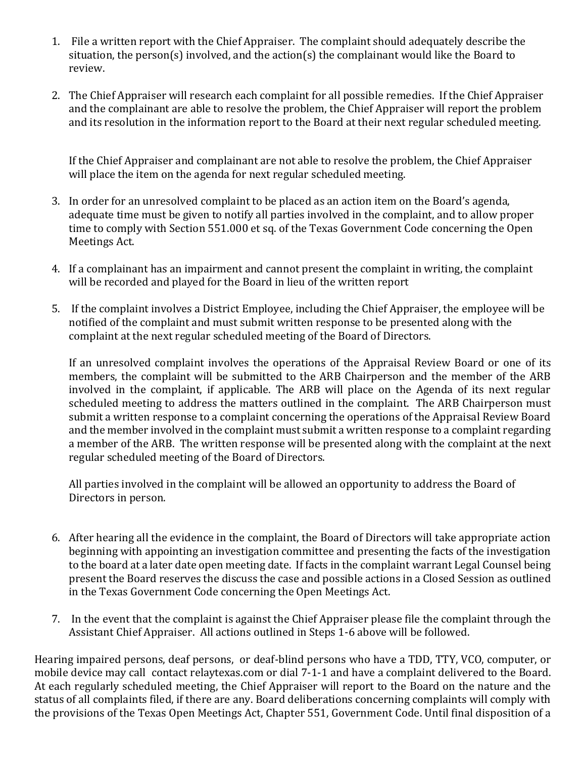1. File a written report with the Chief Appraiser. The complaint should adequately describe the situation, the person(s) involved, and the action(s) the complainant would like the Board to review.

2. The Chief Appraiser will research each complaint for all possible remedies. If the Chief Appraiser and the complainant are able to resolve the problem, the Chief Appraiser will report the problem and its resolution in the information report to the Board at their next regular scheduled meeting.

   If the Chief Appraiser and complainant are not able to resolve the problem, the Chief Appraiser will place the item on the agenda for next regular scheduled meeting.

3. In order for an unresolved complaint to be placed as an action item on the Board's agenda, adequate time must be given to notify all parties involved in the complaint, and to allow proper time to comply with Section 551.000 et sq. of the Texas Government Code concerning the Open Meetings Act.

4. If a complainant has an impairment and cannot present the complaint in writing, the complaint will be recorded and played for the Board in lieu of the written report

5. If the complaint involves a District Employee, including the Chief Appraiser, the employee will be notified of the complaint and must submit written response to be presented along with the complaint at the next regular scheduled meeting of the Board of Directors.

   If an unresolved complaint involves the operations of the Appraisal Review Board or one of its members, the complaint will be submitted to the ARB Chairperson and the member of the ARB involved in the complaint, if applicable. The ARB will place on the Agenda of its next regular scheduled meeting to address the matters outlined in the complaint. The ARB Chairperson must submit a written response to a complaint concerning the operations of the Appraisal Review Board and the member involved in the complaint must submit a written response to a complaint regarding a member of the ARB. The written response will be presented along with the complaint at the next regular scheduled meeting of the Board of Directors.

   All parties involved in the complaint will be allowed an opportunity to address the Board of Directors in person.

6. After hearing all the evidence in the complaint, the Board of Directors will take appropriate action beginning with appointing an investigation committee and presenting the facts of the investigation to the board at a later date open meeting date. If facts in the complaint warrant Legal Counsel being present the Board reserves the discuss the case and possible actions in a Closed Session as outlined in the Texas Government Code concerning the Open Meetings Act.

7. In the event that the complaint is against the Chief Appraiser please file the complaint through the Assistant Chief Appraiser. All actions outlined in Steps 1-6 above will be followed.

Hearing impaired persons, deaf persons, or deaf-blind persons who have a TDD, TTY, VCO, computer, or mobile device may call contact relaytexas.com or dial 7-1-1 and have a complaint delivered to the Board. At each regularly scheduled meeting, the Chief Appraiser will report to the Board on the nature and the status of all complaints filed, if there are any. Board deliberations concerning complaints will comply with the provisions of the Texas Open Meetings Act, Chapter 551, Government Code. Until final disposition of a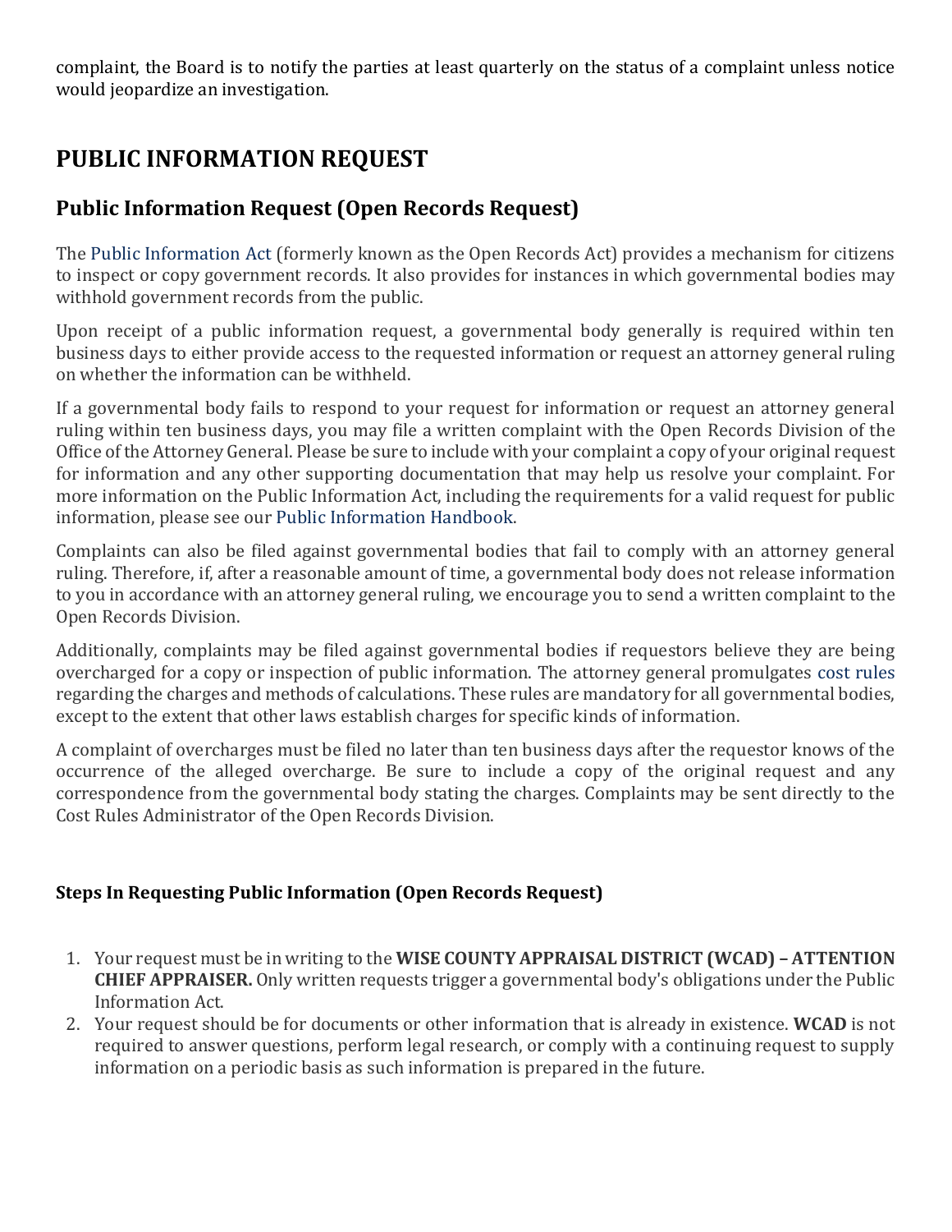complaint, the Board is to notify the parties at least quarterly on the status of a complaint unless notice would jeopardize an investigation.

# PUBLIC INFORMATION REQUEST

## Public Information Request (Open Records Request)

The Public Information Act (formerly known as the Open Records Act) provides a mechanism for citizens to inspect or copy government records. It also provides for instances in which governmental bodies may withhold government records from the public.

Upon receipt of a public information request, a governmental body generally is required within ten business days to either provide access to the requested information or request an attorney general ruling on whether the information can be withheld.

If a governmental body fails to respond to your request for information or request an attorney general ruling within ten business days, you may file a written complaint with the Open Records Division of the Office of the Attorney General. Please be sure to include with your complaint a copy of your original request for information and any other supporting documentation that may help us resolve your complaint. For more information on the Public Information Act, including the requirements for a valid request for public information, please see our Public Information Handbook.

Complaints can also be filed against governmental bodies that fail to comply with an attorney general ruling. Therefore, if, after a reasonable amount of time, a governmental body does not release information to you in accordance with an attorney general ruling, we encourage you to send a written complaint to the Open Records Division.

Additionally, complaints may be filed against governmental bodies if requestors believe they are being overcharged for a copy or inspection of public information. The attorney general promulgates cost rules regarding the charges and methods of calculations. These rules are mandatory for all governmental bodies, except to the extent that other laws establish charges for specific kinds of information.

A complaint of overcharges must be filed no later than ten business days after the requestor knows of the occurrence of the alleged overcharge. Be sure to include a copy of the original request and any correspondence from the governmental body stating the charges. Complaints may be sent directly to the Cost Rules Administrator of the Open Records Division.

### Steps In Requesting Public Information (Open Records Request)

1. Your request must be in writing to the **WISE COUNTY APPRAISAL DISTRICT (WCAD) – ATTENTION CHIEF APPRAISER.** Only written requests trigger a governmental body's obligations under the Public Information Act.
2. Your request should be for documents or other information that is already in existence. **WCAD** is not required to answer questions, perform legal research, or comply with a continuing request to supply information on a periodic basis as such information is prepared in the future.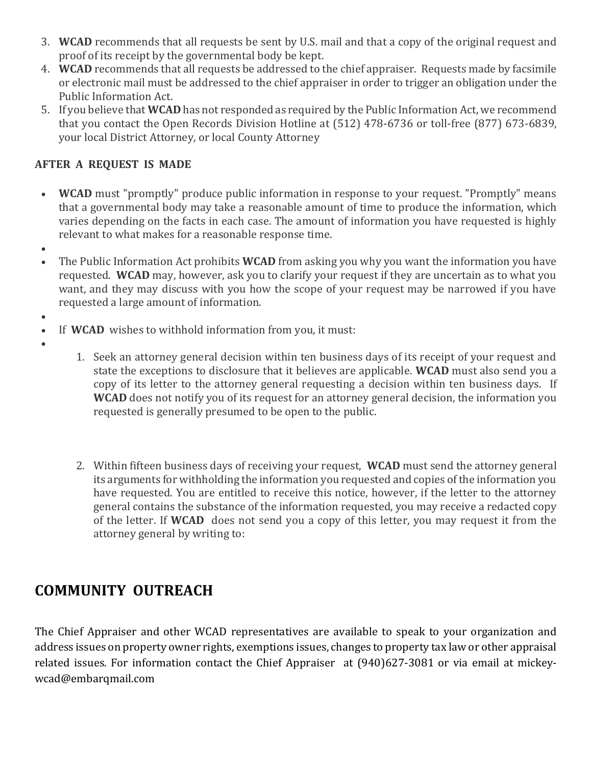3. **WCAD** recommends that all requests be sent by U.S. mail and that a copy of the original request and proof of its receipt by the governmental body be kept.
4. **WCAD** recommends that all requests be addressed to the chief appraiser. Requests made by facsimile or electronic mail must be addressed to the chief appraiser in order to trigger an obligation under the Public Information Act.
5. If you believe that **WCAD** has not responded as required by the Public Information Act, we recommend that you contact the Open Records Division Hotline at (512) 478-6736 or toll-free (877) 673-6839, your local District Attorney, or local County Attorney

**AFTER A REQUEST IS MADE**

- **WCAD** must "promptly" produce public information in response to your request. "Promptly" means that a governmental body may take a reasonable amount of time to produce the information, which varies depending on the facts in each case. The amount of information you have requested is highly relevant to what makes for a reasonable response time.
- The Public Information Act prohibits **WCAD** from asking you why you want the information you have requested. **WCAD** may, however, ask you to clarify your request if they are uncertain as to what you want, and they may discuss with you how the scope of your request may be narrowed if you have requested a large amount of information.
- If **WCAD** wishes to withhold information from you, it must:

    1. Seek an attorney general decision within ten business days of its receipt of your request and state the exceptions to disclosure that it believes are applicable. **WCAD** must also send you a copy of its letter to the attorney general requesting a decision within ten business days. If **WCAD** does not notify you of its request for an attorney general decision, the information you requested is generally presumed to be open to the public.

    2. Within fifteen business days of receiving your request, **WCAD** must send the attorney general its arguments for withholding the information you requested and copies of the information you have requested. You are entitled to receive this notice, however, if the letter to the attorney general contains the substance of the information requested, you may receive a redacted copy of the letter. If **WCAD** does not send you a copy of this letter, you may request it from the attorney general by writing to:

## COMMUNITY OUTREACH

The Chief Appraiser and other WCAD representatives are available to speak to your organization and address issues on property owner rights, exemptions issues, changes to property tax law or other appraisal related issues. For information contact the Chief Appraiser at (940)627-3081 or via email at mickey-wcad@embarqmail.com